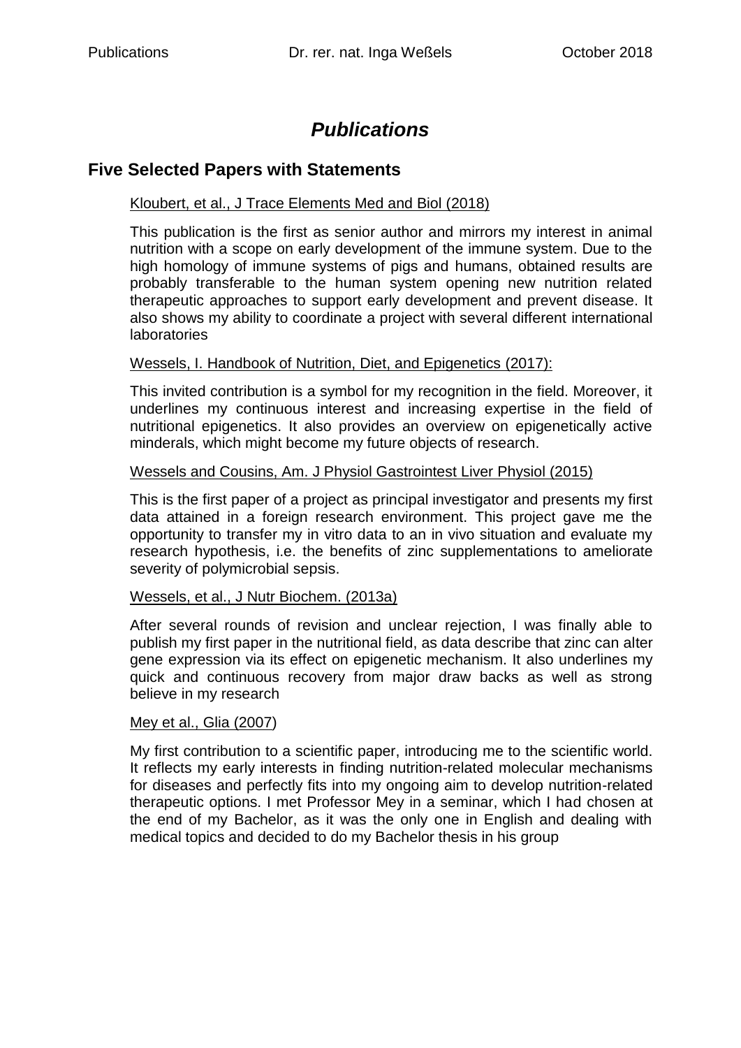# *Publications*

## Five Selected Papers with Statements

Kloubert, et al., J Trace Elements Med and Biol (2018)

This publication is the first as senior author and mirrors my interest in animal nutrition with a scope on early development of the immune system. Due to the high homology of immune systems of pigs and humans, obtained results are probably transferable to the human system opening new nutrition related therapeutic approaches to support early development and prevent disease. It also shows my ability to coordinate a project with several different international laboratories

Wessels, I. Handbook of Nutrition, Diet, and Epigenetics (2017):

This invited contribution is a symbol for my recognition in the field. Moreover, it underlines my continuous interest and increasing expertise in the field of nutritional epigenetics. It also provides an overview on epigenetically active minderals, which might become my future objects of research.

Wessels and Cousins, Am. J Physiol Gastrointest Liver Physiol (2015)

This is the first paper of a project as principal investigator and presents my first data attained in a foreign research environment. This project gave me the opportunity to transfer my in vitro data to an in vivo situation and evaluate my research hypothesis, i.e. the benefits of zinc supplementations to ameliorate severity of polymicrobial sepsis.

Wessels, et al., J Nutr Biochem. (2013a)

After several rounds of revision and unclear rejection, I was finally able to publish my first paper in the nutritional field, as data describe that zinc can alter gene expression via its effect on epigenetic mechanism. It also underlines my quick and continuous recovery from major draw backs as well as strong believe in my research

Mey et al., Glia (2007)

My first contribution to a scientific paper, introducing me to the scientific world. It reflects my early interests in finding nutrition-related molecular mechanisms for diseases and perfectly fits into my ongoing aim to develop nutrition-related therapeutic options. I met Professor Mey in a seminar, which I had chosen at the end of my Bachelor, as it was the only one in English and dealing with medical topics and decided to do my Bachelor thesis in his group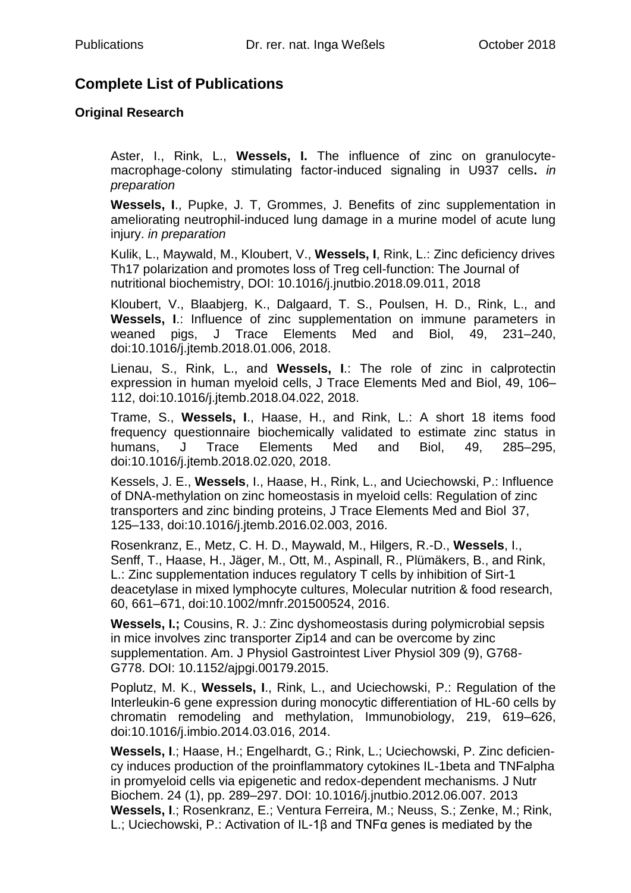## Complete List of Publications

### Original Research

Aster, I., Rink, L., **Wessels, I.** The influence of zinc on granulocyte-macrophage-colony stimulating factor-induced signaling in U937 cells**.** *in preparation*

**Wessels, I**., Pupke, J. T, Grommes, J. Benefits of zinc supplementation in ameliorating neutrophil-induced lung damage in a murine model of acute lung injury. *in preparation*

Kulik, L., Maywald, M., Kloubert, V., **Wessels, I**, Rink, L.: Zinc deficiency drives Th17 polarization and promotes loss of Treg cell-function: The Journal of nutritional biochemistry, DOI: 10.1016/j.jnutbio.2018.09.011, 2018

Kloubert, V., Blaabjerg, K., Dalgaard, T. S., Poulsen, H. D., Rink, L., and **Wessels, I**.: Influence of zinc supplementation on immune parameters in weaned pigs, J Trace Elements Med and Biol, 49, 231–240, doi:10.1016/j.jtemb.2018.01.006, 2018.

Lienau, S., Rink, L., and **Wessels, I**.: The role of zinc in calprotectin expression in human myeloid cells, J Trace Elements Med and Biol, 49, 106–112, doi:10.1016/j.jtemb.2018.04.022, 2018.

Trame, S., **Wessels, I**., Haase, H., and Rink, L.: A short 18 items food frequency questionnaire biochemically validated to estimate zinc status in humans, J Trace Elements Med and Biol, 49, 285–295, doi:10.1016/j.jtemb.2018.02.020, 2018.

Kessels, J. E., **Wessels**, I., Haase, H., Rink, L., and Uciechowski, P.: Influence of DNA-methylation on zinc homeostasis in myeloid cells: Regulation of zinc transporters and zinc binding proteins, J Trace Elements Med and Biol 37, 125–133, doi:10.1016/j.jtemb.2016.02.003, 2016.

Rosenkranz, E., Metz, C. H. D., Maywald, M., Hilgers, R.-D., **Wessels**, I., Senff, T., Haase, H., Jäger, M., Ott, M., Aspinall, R., Plümäkers, B., and Rink, L.: Zinc supplementation induces regulatory T cells by inhibition of Sirt-1 deacetylase in mixed lymphocyte cultures, Molecular nutrition & food research, 60, 661–671, doi:10.1002/mnfr.201500524, 2016.

**Wessels, I.;** Cousins, R. J.: Zinc dyshomeostasis during polymicrobial sepsis in mice involves zinc transporter Zip14 and can be overcome by zinc supplementation. Am. J Physiol Gastrointest Liver Physiol 309 (9), G768-G778. DOI: 10.1152/ajpgi.00179.2015.

Poplutz, M. K., **Wessels, I**., Rink, L., and Uciechowski, P.: Regulation of the Interleukin-6 gene expression during monocytic differentiation of HL-60 cells by chromatin remodeling and methylation, Immunobiology, 219, 619–626, doi:10.1016/j.imbio.2014.03.016, 2014.

**Wessels, I**.; Haase, H.; Engelhardt, G.; Rink, L.; Uciechowski, P. Zinc deficiency induces production of the proinflammatory cytokines IL-1beta and TNFalpha in promyeloid cells via epigenetic and redox-dependent mechanisms. J Nutr Biochem. 24 (1), pp. 289–297. DOI: 10.1016/j.jnutbio.2012.06.007. 2013

**Wessels, I**.; Rosenkranz, E.; Ventura Ferreira, M.; Neuss, S.; Zenke, M.; Rink, L.; Uciechowski, P.: Activation of IL-1β and TNFα genes is mediated by the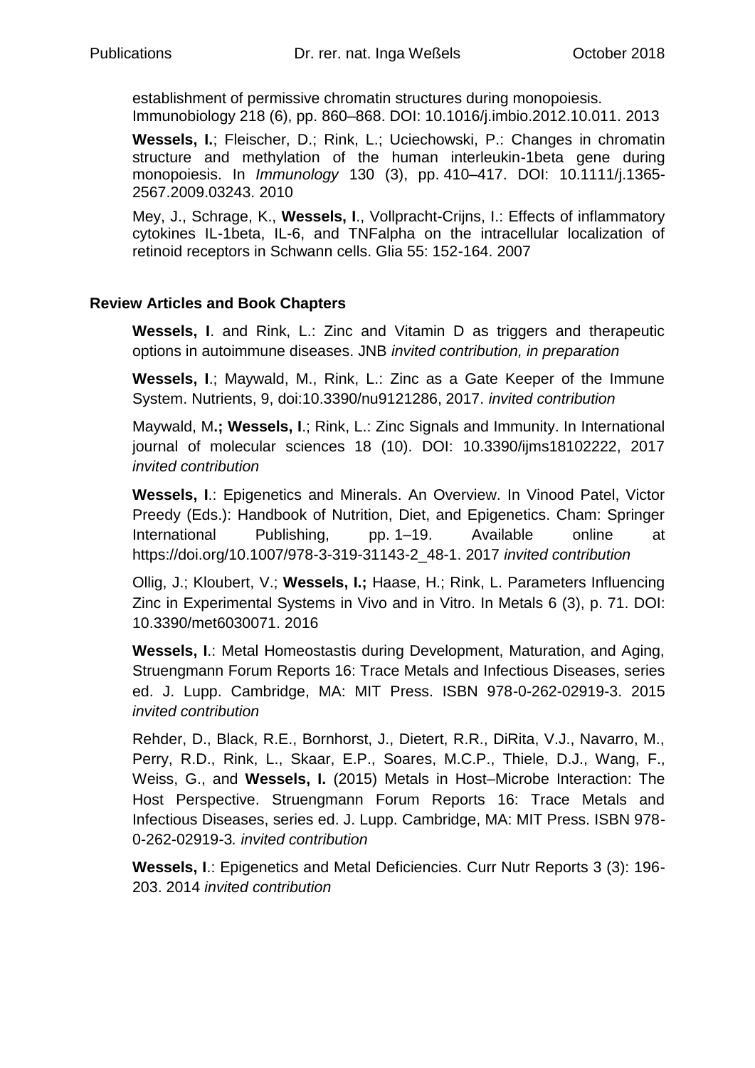establishment of permissive chromatin structures during monopoiesis. Immunobiology 218 (6), pp. 860–868. DOI: 10.1016/j.imbio.2012.10.011. 2013

**Wessels, I.**; Fleischer, D.; Rink, L.; Uciechowski, P.: Changes in chromatin structure and methylation of the human interleukin-1beta gene during monopoiesis. In *Immunology* 130 (3), pp. 410–417. DOI: 10.1111/j.1365-2567.2009.03243. 2010

Mey, J., Schrage, K., **Wessels, I**., Vollpracht-Crijns, I.: Effects of inflammatory cytokines IL-1beta, IL-6, and TNFalpha on the intracellular localization of retinoid receptors in Schwann cells. Glia 55: 152-164. 2007

**Review Articles and Book Chapters**

**Wessels, I**. and Rink, L.: Zinc and Vitamin D as triggers and therapeutic options in autoimmune diseases. JNB *invited contribution, in preparation*

**Wessels, I**.; Maywald, M., Rink, L.: Zinc as a Gate Keeper of the Immune System. Nutrients, 9, doi:10.3390/nu9121286, 2017. *invited contribution*

Maywald, M**.; Wessels, I**.; Rink, L.: Zinc Signals and Immunity. In International journal of molecular sciences 18 (10). DOI: 10.3390/ijms18102222, 2017 *invited contribution*

**Wessels, I**.: Epigenetics and Minerals. An Overview. In Vinood Patel, Victor Preedy (Eds.): Handbook of Nutrition, Diet, and Epigenetics. Cham: Springer International Publishing, pp. 1–19. Available online at https://doi.org/10.1007/978-3-319-31143-2_48-1. 2017 *invited contribution*

Ollig, J.; Kloubert, V.; **Wessels, I.;** Haase, H.; Rink, L. Parameters Influencing Zinc in Experimental Systems in Vivo and in Vitro. In Metals 6 (3), p. 71. DOI: 10.3390/met6030071. 2016

**Wessels, I**.: Metal Homeostastis during Development, Maturation, and Aging, Struengmann Forum Reports 16: Trace Metals and Infectious Diseases, series ed. J. Lupp. Cambridge, MA: MIT Press. ISBN 978-0-262-02919-3. 2015 *invited contribution*

Rehder, D., Black, R.E., Bornhorst, J., Dietert, R.R., DiRita, V.J., Navarro, M., Perry, R.D., Rink, L., Skaar, E.P., Soares, M.C.P., Thiele, D.J., Wang, F., Weiss, G., and **Wessels, I.** (2015) Metals in Host–Microbe Interaction: The Host Perspective. Struengmann Forum Reports 16: Trace Metals and Infectious Diseases, series ed. J. Lupp. Cambridge, MA: MIT Press. ISBN 978-0-262-02919-3*. invited contribution*

**Wessels, I**.: Epigenetics and Metal Deficiencies. Curr Nutr Reports 3 (3): 196-203. 2014 *invited contribution*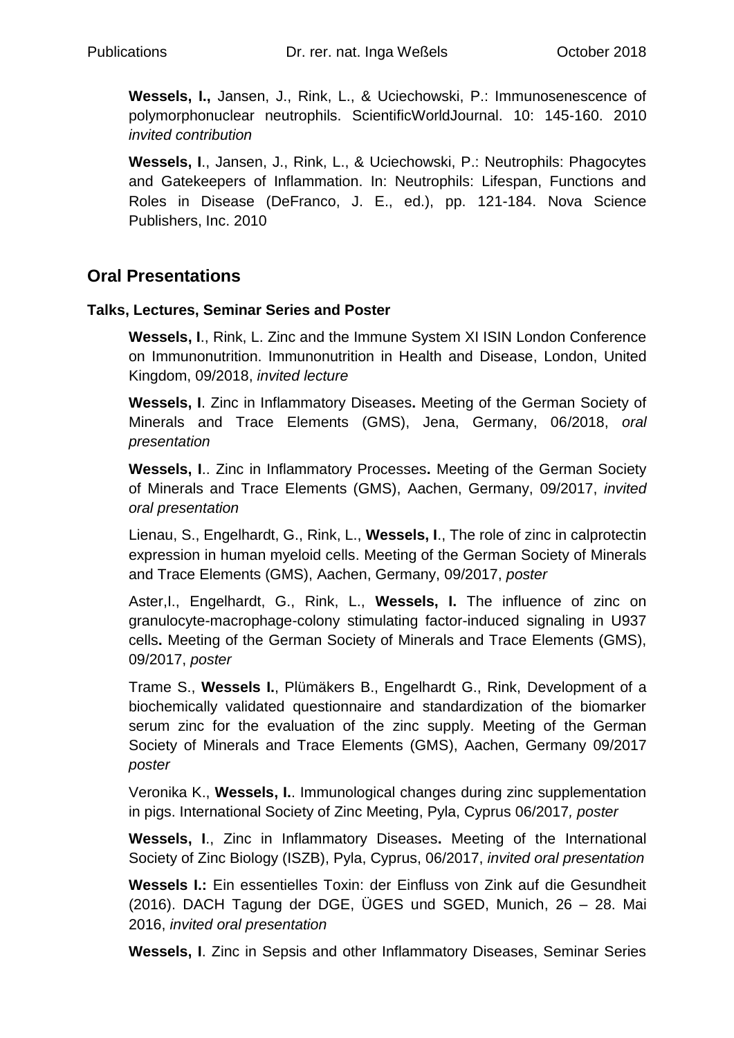**Wessels, I.,** Jansen, J., Rink, L., & Uciechowski, P.: Immunosenescence of polymorphonuclear neutrophils. ScientificWorldJournal. 10: 145-160. 2010 *invited contribution*

**Wessels, I**., Jansen, J., Rink, L., & Uciechowski, P.: Neutrophils: Phagocytes and Gatekeepers of Inflammation. In: Neutrophils: Lifespan, Functions and Roles in Disease (DeFranco, J. E., ed.), pp. 121-184. Nova Science Publishers, Inc. 2010

## Oral Presentations

### Talks, Lectures, Seminar Series and Poster

**Wessels, I**., Rink, L. Zinc and the Immune System XI ISIN London Conference on Immunonutrition. Immunonutrition in Health and Disease, London, United Kingdom, 09/2018, *invited lecture*

**Wessels, I**. Zinc in Inflammatory Diseases**.** Meeting of the German Society of Minerals and Trace Elements (GMS), Jena, Germany, 06/2018, *oral presentation*

**Wessels, I**.. Zinc in Inflammatory Processes**.** Meeting of the German Society of Minerals and Trace Elements (GMS), Aachen, Germany, 09/2017, *invited oral presentation*

Lienau, S., Engelhardt, G., Rink, L., **Wessels, I**., The role of zinc in calprotectin expression in human myeloid cells. Meeting of the German Society of Minerals and Trace Elements (GMS), Aachen, Germany, 09/2017, *poster*

Aster,I., Engelhardt, G., Rink, L., **Wessels, I.** The influence of zinc on granulocyte-macrophage-colony stimulating factor-induced signaling in U937 cells**.** Meeting of the German Society of Minerals and Trace Elements (GMS), 09/2017, *poster*

Trame S., **Wessels I.**, Plümäkers B., Engelhardt G., Rink, Development of a biochemically validated questionnaire and standardization of the biomarker serum zinc for the evaluation of the zinc supply. Meeting of the German Society of Minerals and Trace Elements (GMS), Aachen, Germany 09/2017 *poster*

Veronika K., **Wessels, I.**. Immunological changes during zinc supplementation in pigs. International Society of Zinc Meeting, Pyla, Cyprus 06/2017*, poster*

**Wessels, I**., Zinc in Inflammatory Diseases**.** Meeting of the International Society of Zinc Biology (ISZB), Pyla, Cyprus, 06/2017, *invited oral presentation*

**Wessels I.:** Ein essentielles Toxin: der Einfluss von Zink auf die Gesundheit (2016). DACH Tagung der DGE, ÜGES und SGED, Munich, 26 – 28. Mai 2016, *invited oral presentation*

**Wessels, I**. Zinc in Sepsis and other Inflammatory Diseases, Seminar Series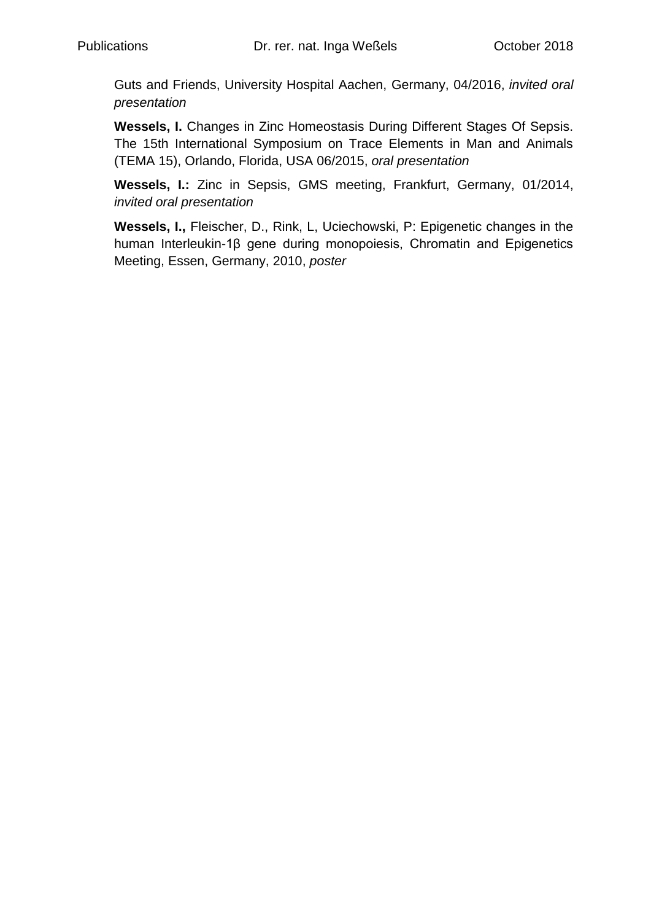Guts and Friends, University Hospital Aachen, Germany, 04/2016, *invited oral presentation*

**Wessels, I.** Changes in Zinc Homeostasis During Different Stages Of Sepsis. The 15th International Symposium on Trace Elements in Man and Animals (TEMA 15), Orlando, Florida, USA 06/2015, *oral presentation*

**Wessels, I.:** Zinc in Sepsis, GMS meeting, Frankfurt, Germany, 01/2014, *invited oral presentation*

**Wessels, I.,** Fleischer, D., Rink, L, Uciechowski, P: Epigenetic changes in the human Interleukin-1β gene during monopoiesis, Chromatin and Epigenetics Meeting, Essen, Germany, 2010, *poster*